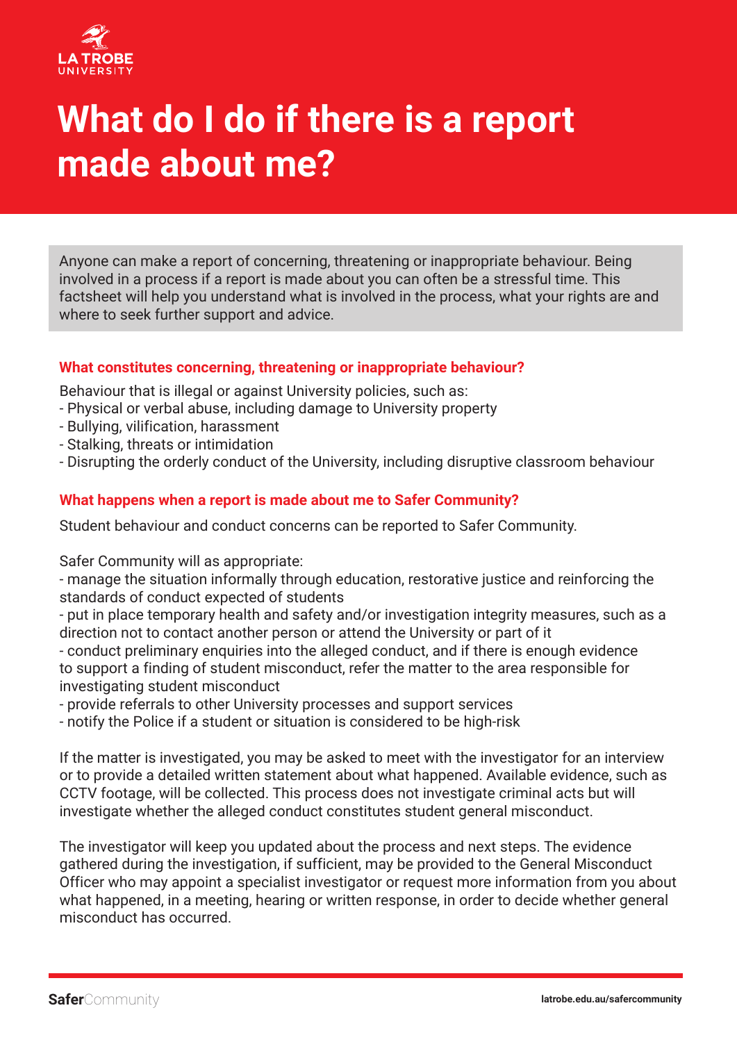# What do I do if there is a report made about me?

Anyone can make a report of concerning, threatening or inappropriate behaviour. Being involved in a process if a report is made about you can often be a stressful time. This factsheet will help you understand what is involved in the process, what your rights are and where to seek further support and advice.

### What constitutes concerning, threatening or inappropriate behaviour?

Behaviour that is illegal or against University policies, such as:

- Physical or verbal abuse, including damage to University property
- Bullying, vilification, harassment
- Stalking, threats or intimidation
- Disrupting the orderly conduct of the University, including disruptive classroom behaviour

### What happens when a report is made about me to Safer Community?

Student behaviour and conduct concerns can be reported to Safer Community.

Safer Community will as appropriate:

- manage the situation informally through education, restorative justice and reinforcing the standards of conduct expected of students
- put in place temporary health and safety and/or investigation integrity measures, such as a direction not to contact another person or attend the University or part of it
- conduct preliminary enquiries into the alleged conduct, and if there is enough evidence to support a finding of student misconduct, refer the matter to the area responsible for investigating student misconduct
- provide referrals to other University processes and support services
- notify the Police if a student or situation is considered to be high-risk

If the matter is investigated, you may be asked to meet with the investigator for an interview or to provide a detailed written statement about what happened. Available evidence, such as CCTV footage, will be collected. This process does not investigate criminal acts but will investigate whether the alleged conduct constitutes student general misconduct.

The investigator will keep you updated about the process and next steps. The evidence gathered during the investigation, if sufficient, may be provided to the General Misconduct Officer who may appoint a specialist investigator or request more information from you about what happened, in a meeting, hearing or written response, in order to decide whether general misconduct has occurred.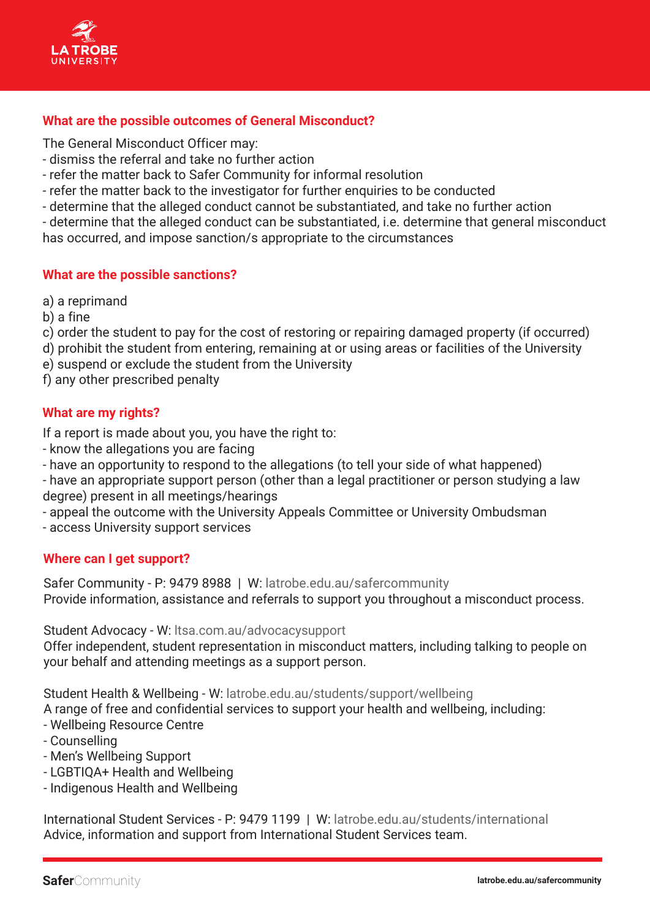## What are the possible outcomes of General Misconduct?

The General Misconduct Officer may:
- dismiss the referral and take no further action
- refer the matter back to Safer Community for informal resolution
- refer the matter back to the investigator for further enquiries to be conducted
- determine that the alleged conduct cannot be substantiated, and take no further action
- determine that the alleged conduct can be substantiated, i.e. determine that general misconduct has occurred, and impose sanction/s appropriate to the circumstances

## What are the possible sanctions?

a) a reprimand
b) a fine
c) order the student to pay for the cost of restoring or repairing damaged property (if occurred)
d) prohibit the student from entering, remaining at or using areas or facilities of the University
e) suspend or exclude the student from the University
f) any other prescribed penalty

## What are my rights?

If a report is made about you, you have the right to:
- know the allegations you are facing
- have an opportunity to respond to the allegations (to tell your side of what happened)
- have an appropriate support person (other than a legal practitioner or person studying a law degree) present in all meetings/hearings
- appeal the outcome with the University Appeals Committee or University Ombudsman
- access University support services

## Where can I get support?

Safer Community - P: 9479 8988 | W: latrobe.edu.au/safercommunity
Provide information, assistance and referrals to support you throughout a misconduct process.

Student Advocacy - W: ltsa.com.au/advocacysupport
Offer independent, student representation in misconduct matters, including talking to people on your behalf and attending meetings as a support person.

Student Health & Wellbeing - W: latrobe.edu.au/students/support/wellbeing
A range of free and confidential services to support your health and wellbeing, including:
- Wellbeing Resource Centre
- Counselling
- Men's Wellbeing Support
- LGBTIQA+ Health and Wellbeing
- Indigenous Health and Wellbeing

International Student Services - P: 9479 1199 | W: latrobe.edu.au/students/international
Advice, information and support from International Student Services team.